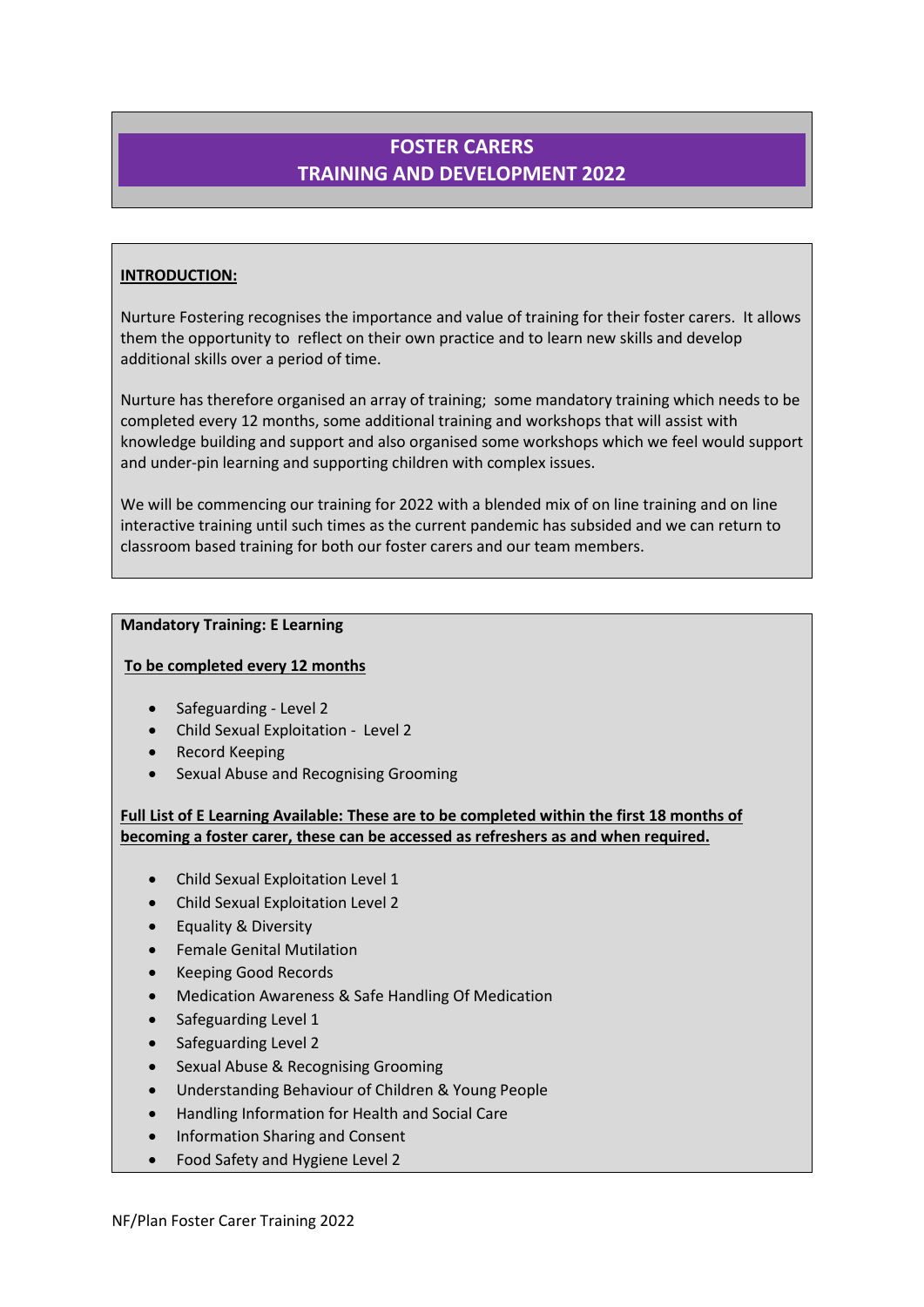# FOSTER CARERS
# TRAINING AND DEVELOPMENT 2022

**INTRODUCTION:**

Nurture Fostering recognises the importance and value of training for their foster carers. It allows them the opportunity to reflect on their own practice and to learn new skills and develop additional skills over a period of time.

Nurture has therefore organised an array of training; some mandatory training which needs to be completed every 12 months, some additional training and workshops that will assist with knowledge building and support and also organised some workshops which we feel would support and under-pin learning and supporting children with complex issues.

We will be commencing our training for 2022 with a blended mix of on line training and on line interactive training until such times as the current pandemic has subsided and we can return to classroom based training for both our foster carers and our team members.

**Mandatory Training: E Learning**

**To be completed every 12 months**

- Safeguarding - Level 2
- Child Sexual Exploitation - Level 2
- Record Keeping
- Sexual Abuse and Recognising Grooming

**Full List of E Learning Available: These are to be completed within the first 18 months of becoming a foster carer, these can be accessed as refreshers as and when required.**

- Child Sexual Exploitation Level 1
- Child Sexual Exploitation Level 2
- Equality & Diversity
- Female Genital Mutilation
- Keeping Good Records
- Medication Awareness & Safe Handling Of Medication
- Safeguarding Level 1
- Safeguarding Level 2
- Sexual Abuse & Recognising Grooming
- Understanding Behaviour of Children & Young People
- Handling Information for Health and Social Care
- Information Sharing and Consent
- Food Safety and Hygiene Level 2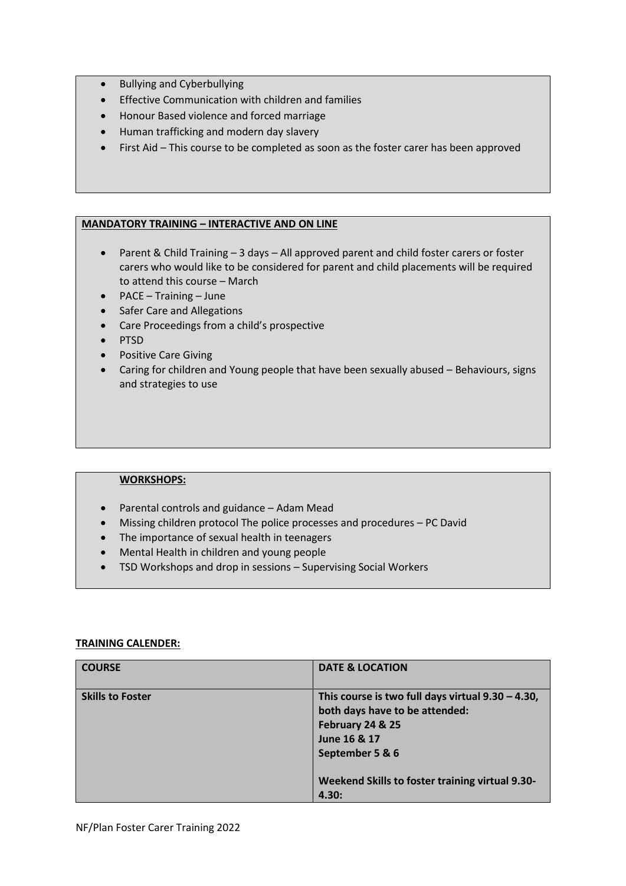- Bullying and Cyberbullying
- Effective Communication with children and families
- Honour Based violence and forced marriage
- Human trafficking and modern day slavery
- First Aid – This course to be completed as soon as the foster carer has been approved

**MANDATORY TRAINING – INTERACTIVE AND ON LINE**

- Parent & Child Training – 3 days – All approved parent and child foster carers or foster carers who would like to be considered for parent and child placements will be required to attend this course – March
- PACE – Training – June
- Safer Care and Allegations
- Care Proceedings from a child's prospective
- PTSD
- Positive Care Giving
- Caring for children and Young people that have been sexually abused – Behaviours, signs and strategies to use

**WORKSHOPS:**

- Parental controls and guidance – Adam Mead
- Missing children protocol The police processes and procedures – PC David
- The importance of sexual health in teenagers
- Mental Health in children and young people
- TSD Workshops and drop in sessions – Supervising Social Workers

**TRAINING CALENDER:**

| COURSE | DATE & LOCATION |
| --- | --- |
| **Skills to Foster** | **This course is two full days virtual 9.30 – 4.30, both days have to be attended:**<br>**February 24 & 25**<br>**June 16 & 17**<br>**September 5 & 6**<br><br>**Weekend Skills to foster training virtual 9.30-4.30:** |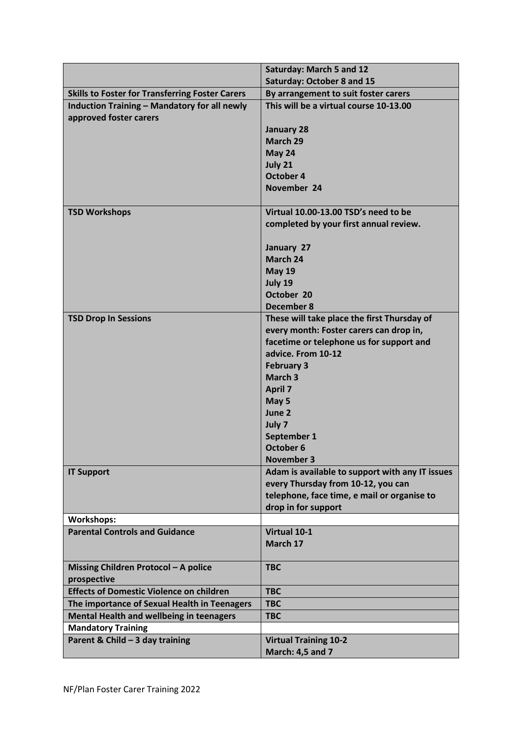| | |
|---|---|
| | **Saturday: March 5 and 12**<br>**Saturday: October 8 and 15** |
| **Skills to Foster for Transferring Foster Carers** | **By arrangement to suit foster carers** |
| **Induction Training – Mandatory for all newly approved foster carers** | **This will be a virtual course 10-13.00**<br><br>**January 28**<br>**March 29**<br>**May 24**<br>**July 21**<br>**October 4**<br>**November 24** |
| **TSD Workshops** | **Virtual 10.00-13.00 TSD's need to be completed by your first annual review.**<br><br>**January 27**<br>**March 24**<br>**May 19**<br>**July 19**<br>**October 20**<br>**December 8** |
| **TSD Drop In Sessions** | **These will take place the first Thursday of every month: Foster carers can drop in, facetime or telephone us for support and advice. From 10-12**<br>**February 3**<br>**March 3**<br>**April 7**<br>**May 5**<br>**June 2**<br>**July 7**<br>**September 1**<br>**October 6**<br>**November 3** |
| **IT Support** | **Adam is available to support with any IT issues every Thursday from 10-12, you can telephone, face time, e mail or organise to drop in for support** |
| **Workshops:** | |
| **Parental Controls and Guidance** | **Virtual 10-1**<br>**March 17** |
| **Missing Children Protocol – A police prospective** | **TBC** |
| **Effects of Domestic Violence on children** | **TBC** |
| **The importance of Sexual Health in Teenagers** | **TBC** |
| **Mental Health and wellbeing in teenagers** | **TBC** |
| **Mandatory Training** | |
| **Parent & Child – 3 day training** | **Virtual Training 10-2**<br>**March: 4,5 and 7** |

NF/Plan Foster Carer Training 2022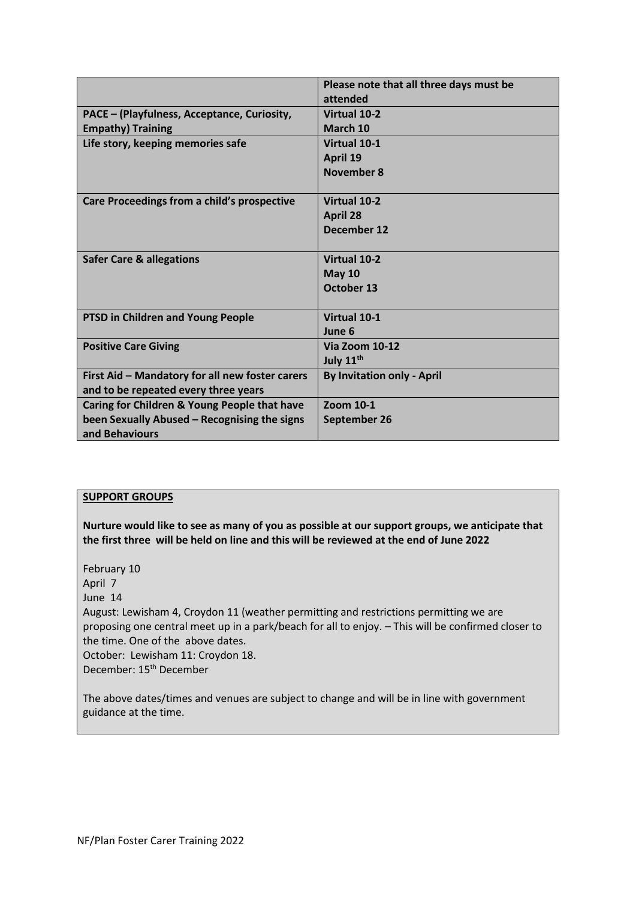| | Please note that all three days must be attended |
|---|---|
| **PACE – (Playfulness, Acceptance, Curiosity, Empathy) Training** | **Virtual 10-2**<br>**March 10** |
| **Life story, keeping memories safe** | **Virtual 10-1**<br>**April 19**<br>**November 8** |
| **Care Proceedings from a child's prospective** | **Virtual 10-2**<br>**April 28**<br>**December 12** |
| **Safer Care & allegations** | **Virtual 10-2**<br>**May 10**<br>**October 13** |
| **PTSD in Children and Young People** | **Virtual 10-1**<br>**June 6** |
| **Positive Care Giving** | **Via Zoom 10-12**<br>**July 11th** |
| **First Aid – Mandatory for all new foster carers and to be repeated every three years** | **By Invitation only - April** |
| **Caring for Children & Young People that have been Sexually Abused – Recognising the signs and Behaviours** | **Zoom 10-1**<br>**September 26** |

**SUPPORT GROUPS**

**Nurture would like to see as many of you as possible at our support groups, we anticipate that the first three will be held on line and this will be reviewed at the end of June 2022**

February 10
April 7
June 14
August: Lewisham 4, Croydon 11 (weather permitting and restrictions permitting we are proposing one central meet up in a park/beach for all to enjoy. – This will be confirmed closer to the time. One of the above dates.
October: Lewisham 11: Croydon 18.
December: 15th December

The above dates/times and venues are subject to change and will be in line with government guidance at the time.

NF/Plan Foster Carer Training 2022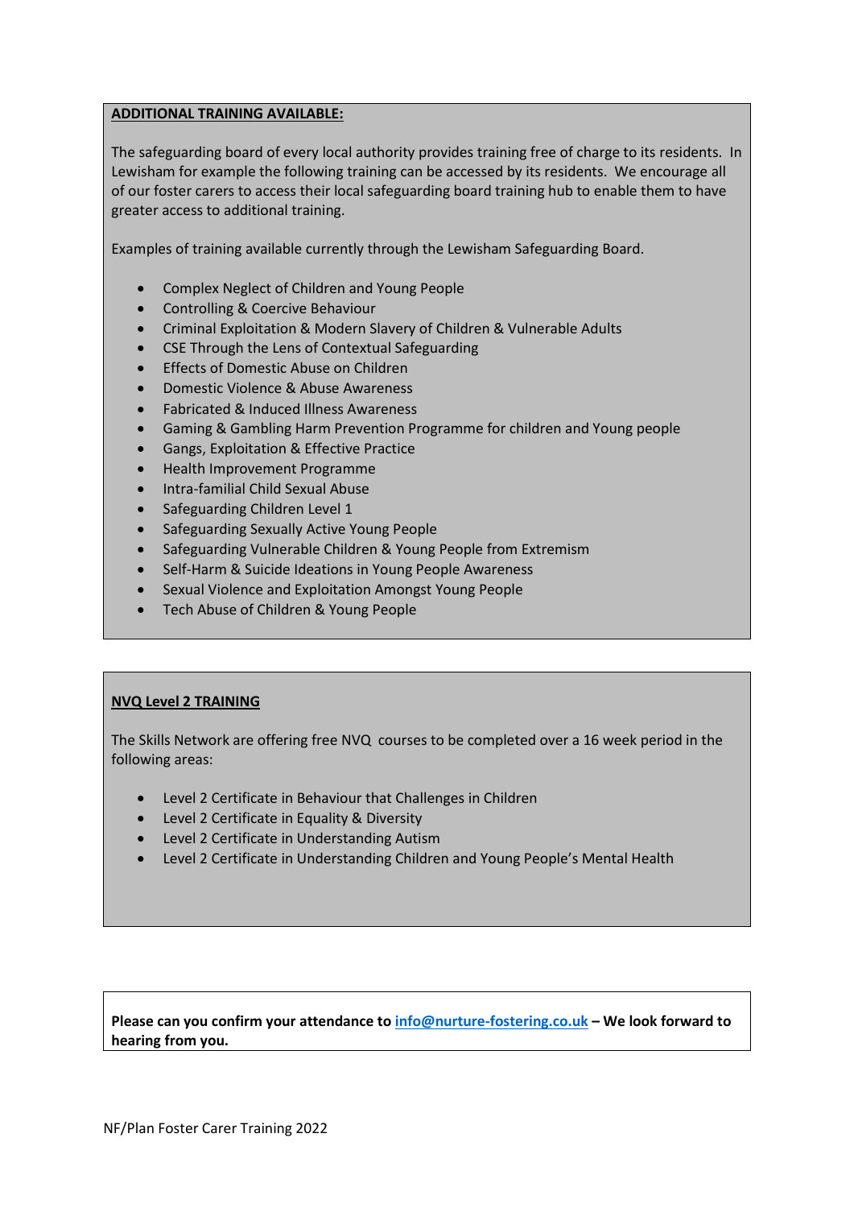**ADDITIONAL TRAINING AVAILABLE:**

The safeguarding board of every local authority provides training free of charge to its residents. In Lewisham for example the following training can be accessed by its residents. We encourage all of our foster carers to access their local safeguarding board training hub to enable them to have greater access to additional training.

Examples of training available currently through the Lewisham Safeguarding Board.

- Complex Neglect of Children and Young People
- Controlling & Coercive Behaviour
- Criminal Exploitation & Modern Slavery of Children & Vulnerable Adults
- CSE Through the Lens of Contextual Safeguarding
- Effects of Domestic Abuse on Children
- Domestic Violence & Abuse Awareness
- Fabricated & Induced Illness Awareness
- Gaming & Gambling Harm Prevention Programme for children and Young people
- Gangs, Exploitation & Effective Practice
- Health Improvement Programme
- Intra-familial Child Sexual Abuse
- Safeguarding Children Level 1
- Safeguarding Sexually Active Young People
- Safeguarding Vulnerable Children & Young People from Extremism
- Self-Harm & Suicide Ideations in Young People Awareness
- Sexual Violence and Exploitation Amongst Young People
- Tech Abuse of Children & Young People

**NVQ Level 2 TRAINING**

The Skills Network are offering free NVQ courses to be completed over a 16 week period in the following areas:

- Level 2 Certificate in Behaviour that Challenges in Children
- Level 2 Certificate in Equality & Diversity
- Level 2 Certificate in Understanding Autism
- Level 2 Certificate in Understanding Children and Young People's Mental Health

**Please can you confirm your attendance to info@nurture-fostering.co.uk – We look forward to hearing from you.**

NF/Plan Foster Carer Training 2022